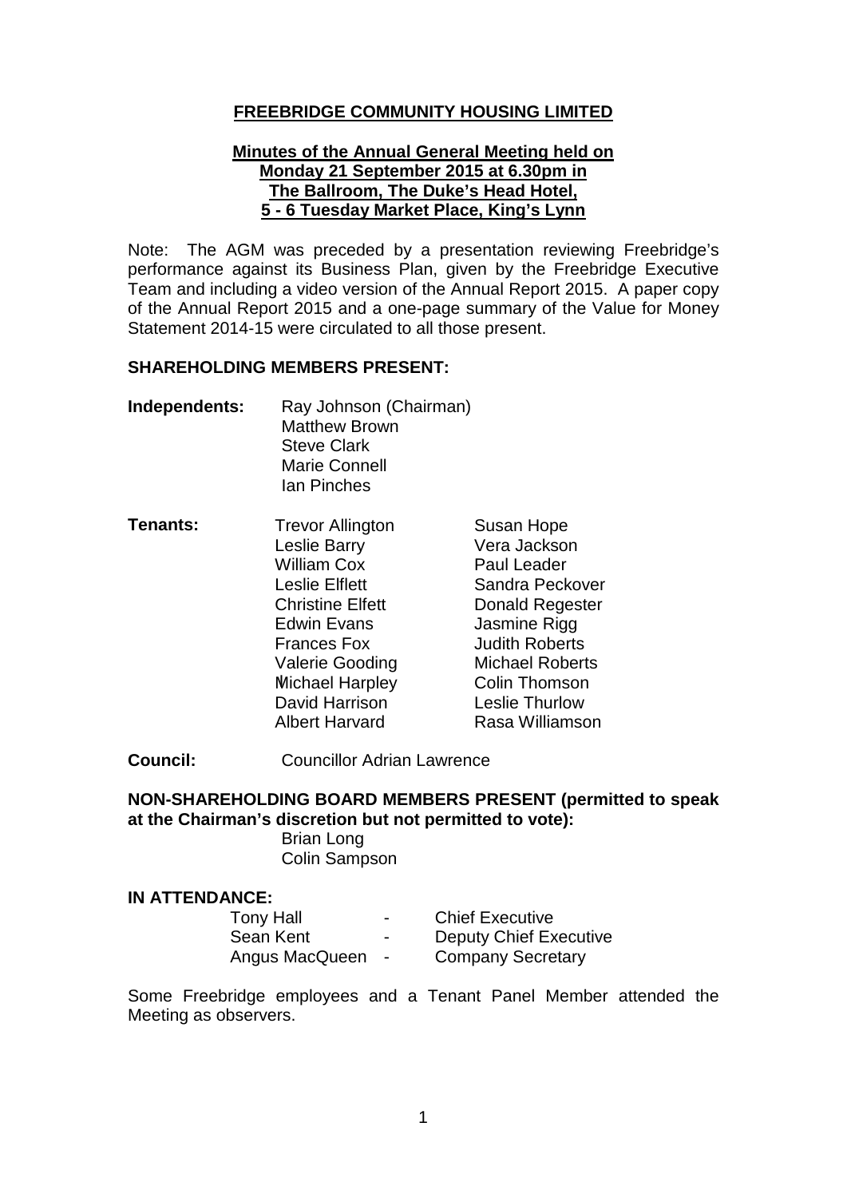# FREEBRIDGE COMMUNITY HOUSING LIMITED

**Minutes of the Annual General Meeting held on Monday 21 September 2015 at 6.30pm in The Ballroom, The Duke's Head Hotel, 5 - 6 Tuesday Market Place, King's Lynn**

Note: The AGM was preceded by a presentation reviewing Freebridge's performance against its Business Plan, given by the Freebridge Executive Team and including a video version of the Annual Report 2015. A paper copy of the Annual Report 2015 and a one-page summary of the Value for Money Statement 2014-15 were circulated to all those present.

## SHAREHOLDING MEMBERS PRESENT:

**Independents:**
- Ray Johnson (Chairman)
- Matthew Brown
- Steve Clark
- Marie Connell
- Ian Pinches

**Tenants:**

| | |
|---|---|
| Trevor Allington | Susan Hope |
| Leslie Barry | Vera Jackson |
| William Cox | Paul Leader |
| Leslie Elflett | Sandra Peckover |
| Christine Elfett | Donald Regester |
| Edwin Evans | Jasmine Rigg |
| Frances Fox | Judith Roberts |
| Valerie Gooding | Michael Roberts |
| Michael Harpley | Colin Thomson |
| David Harrison | Leslie Thurlow |
| Albert Harvard | Rasa Williamson |

**Council:** Councillor Adrian Lawrence

## NON-SHAREHOLDING BOARD MEMBERS PRESENT (permitted to speak at the Chairman's discretion but not permitted to vote):

- Brian Long
- Colin Sampson

## IN ATTENDANCE:

| | | |
|---|---|---|
| Tony Hall | - | Chief Executive |
| Sean Kent | - | Deputy Chief Executive |
| Angus MacQueen | - | Company Secretary |

Some Freebridge employees and a Tenant Panel Member attended the Meeting as observers.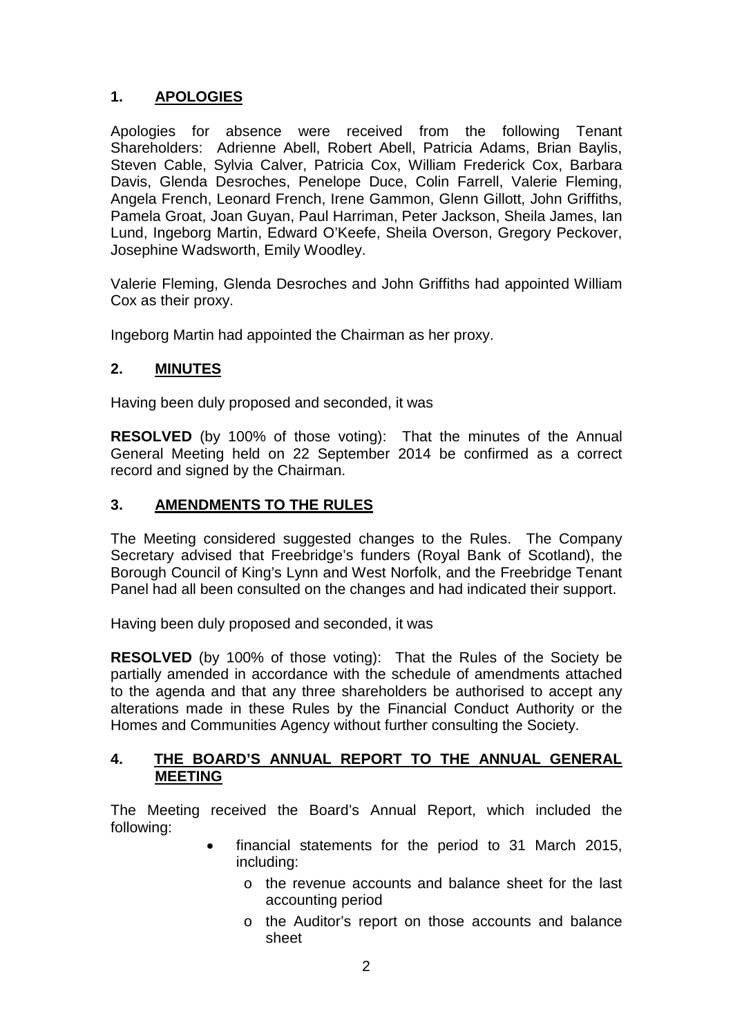## 1. APOLOGIES

Apologies for absence were received from the following Tenant Shareholders: Adrienne Abell, Robert Abell, Patricia Adams, Brian Baylis, Steven Cable, Sylvia Calver, Patricia Cox, William Frederick Cox, Barbara Davis, Glenda Desroches, Penelope Duce, Colin Farrell, Valerie Fleming, Angela French, Leonard French, Irene Gammon, Glenn Gillott, John Griffiths, Pamela Groat, Joan Guyan, Paul Harriman, Peter Jackson, Sheila James, Ian Lund, Ingeborg Martin, Edward O'Keefe, Sheila Overson, Gregory Peckover, Josephine Wadsworth, Emily Woodley.

Valerie Fleming, Glenda Desroches and John Griffiths had appointed William Cox as their proxy.

Ingeborg Martin had appointed the Chairman as her proxy.

## 2. MINUTES

Having been duly proposed and seconded, it was

**RESOLVED** (by 100% of those voting): That the minutes of the Annual General Meeting held on 22 September 2014 be confirmed as a correct record and signed by the Chairman.

## 3. AMENDMENTS TO THE RULES

The Meeting considered suggested changes to the Rules. The Company Secretary advised that Freebridge's funders (Royal Bank of Scotland), the Borough Council of King's Lynn and West Norfolk, and the Freebridge Tenant Panel had all been consulted on the changes and had indicated their support.

Having been duly proposed and seconded, it was

**RESOLVED** (by 100% of those voting): That the Rules of the Society be partially amended in accordance with the schedule of amendments attached to the agenda and that any three shareholders be authorised to accept any alterations made in these Rules by the Financial Conduct Authority or the Homes and Communities Agency without further consulting the Society.

## 4. THE BOARD'S ANNUAL REPORT TO THE ANNUAL GENERAL MEETING

The Meeting received the Board's Annual Report, which included the following:

- financial statements for the period to 31 March 2015, including:
  - the revenue accounts and balance sheet for the last accounting period
  - the Auditor's report on those accounts and balance sheet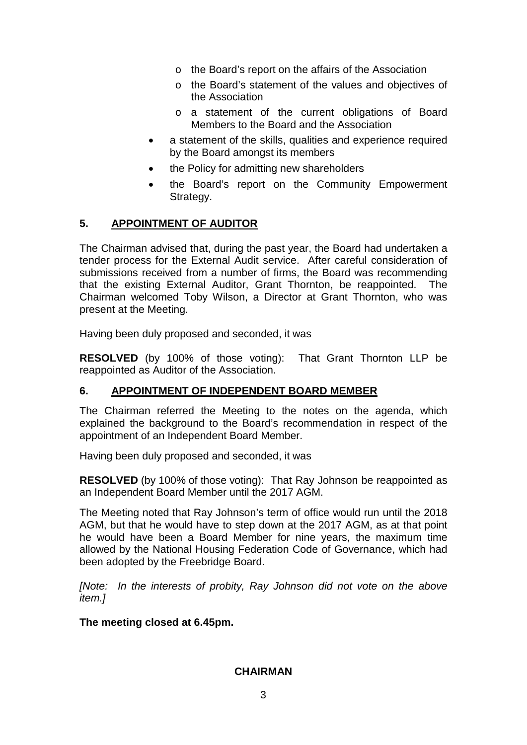- the Board's report on the affairs of the Association
  - the Board's statement of the values and objectives of the Association
  - a statement of the current obligations of Board Members to the Board and the Association
- a statement of the skills, qualities and experience required by the Board amongst its members
- the Policy for admitting new shareholders
- the Board's report on the Community Empowerment Strategy.

## 5. APPOINTMENT OF AUDITOR

The Chairman advised that, during the past year, the Board had undertaken a tender process for the External Audit service. After careful consideration of submissions received from a number of firms, the Board was recommending that the existing External Auditor, Grant Thornton, be reappointed. The Chairman welcomed Toby Wilson, a Director at Grant Thornton, who was present at the Meeting.

Having been duly proposed and seconded, it was

**RESOLVED** (by 100% of those voting): That Grant Thornton LLP be reappointed as Auditor of the Association.

## 6. APPOINTMENT OF INDEPENDENT BOARD MEMBER

The Chairman referred the Meeting to the notes on the agenda, which explained the background to the Board's recommendation in respect of the appointment of an Independent Board Member.

Having been duly proposed and seconded, it was

**RESOLVED** (by 100% of those voting): That Ray Johnson be reappointed as an Independent Board Member until the 2017 AGM.

The Meeting noted that Ray Johnson's term of office would run until the 2018 AGM, but that he would have to step down at the 2017 AGM, as at that point he would have been a Board Member for nine years, the maximum time allowed by the National Housing Federation Code of Governance, which had been adopted by the Freebridge Board.

*[Note: In the interests of probity, Ray Johnson did not vote on the above item.]*

**The meeting closed at 6.45pm.**

**CHAIRMAN**